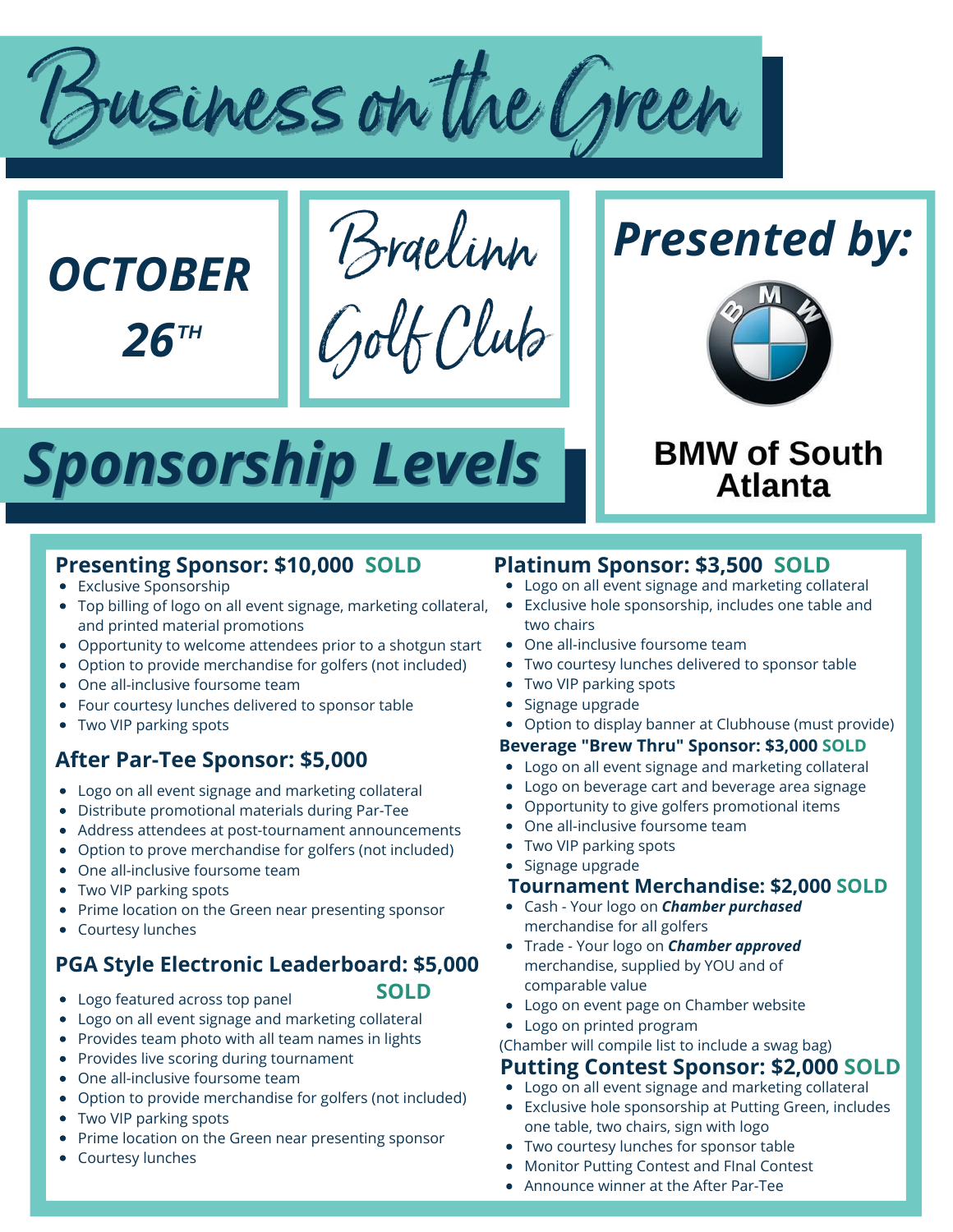# Business on the Green

**OCTOBER 26TH**

Braelinn Golf Club

**Presented by:**

**BMW of South Atlanta**

## Sponsorship Levels

### Presenting Sponsor: $10,000 SOLD

- Exclusive Sponsorship
- Top billing of logo on all event signage, marketing collateral, and printed material promotions
- Opportunity to welcome attendees prior to a shotgun start
- Option to provide merchandise for golfers (not included)
- One all-inclusive foursome team
- Four courtesy lunches delivered to sponsor table
- Two VIP parking spots

### After Par-Tee Sponsor: $5,000

- Logo on all event signage and marketing collateral
- Distribute promotional materials during Par-Tee
- Address attendees at post-tournament announcements
- Option to prove merchandise for golfers (not included)
- One all-inclusive foursome team
- Two VIP parking spots
- Prime location on the Green near presenting sponsor
- Courtesy lunches

### PGA Style Electronic Leaderboard: $5,000 SOLD

- Logo featured across top panel
- Logo on all event signage and marketing collateral
- Provides team photo with all team names in lights
- Provides live scoring during tournament
- One all-inclusive foursome team
- Option to provide merchandise for golfers (not included)
- Two VIP parking spots
- Prime location on the Green near presenting sponsor
- Courtesy lunches

### Platinum Sponsor: $3,500 SOLD

- Logo on all event signage and marketing collateral
- Exclusive hole sponsorship, includes one table and two chairs
- One all-inclusive foursome team
- Two courtesy lunches delivered to sponsor table
- Two VIP parking spots
- Signage upgrade
- Option to display banner at Clubhouse (must provide)

### Beverage "Brew Thru" Sponsor: $3,000 SOLD

- Logo on all event signage and marketing collateral
- Logo on beverage cart and beverage area signage
- Opportunity to give golfers promotional items
- One all-inclusive foursome team
- Two VIP parking spots
- Signage upgrade

### Tournament Merchandise: $2,000 SOLD

- Cash - Your logo on ***Chamber purchased*** merchandise for all golfers
- Trade - Your logo on ***Chamber approved*** merchandise, supplied by YOU and of comparable value
- Logo on event page on Chamber website
- Logo on printed program

(Chamber will compile list to include a swag bag)

### Putting Contest Sponsor: $2,000 SOLD

- Logo on all event signage and marketing collateral
- Exclusive hole sponsorship at Putting Green, includes one table, two chairs, sign with logo
- Two courtesy lunches for sponsor table
- Monitor Putting Contest and FInal Contest
- Announce winner at the After Par-Tee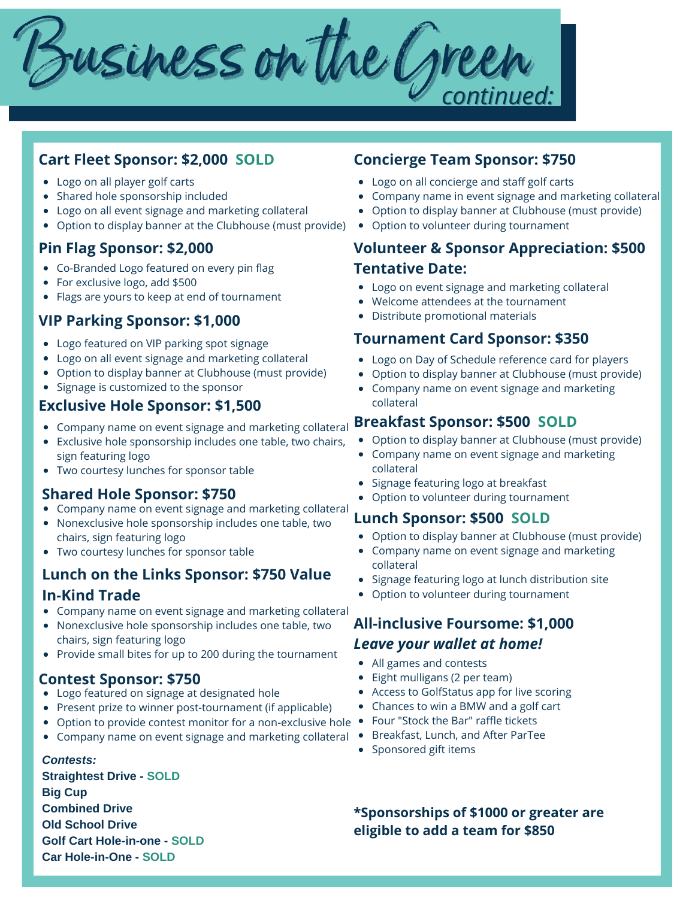# Business on the Green *continued:*

## Cart Fleet Sponsor: $2,000 SOLD

- Logo on all player golf carts
- Shared hole sponsorship included
- Logo on all event signage and marketing collateral
- Option to display banner at the Clubhouse (must provide)

## Pin Flag Sponsor: $2,000

- Co-Branded Logo featured on every pin flag
- For exclusive logo, add $500
- Flags are yours to keep at end of tournament

## VIP Parking Sponsor: $1,000

- Logo featured on VIP parking spot signage
- Logo on all event signage and marketing collateral
- Option to display banner at Clubhouse (must provide)
- Signage is customized to the sponsor

## Exclusive Hole Sponsor: $1,500

- Company name on event signage and marketing collateral
- Exclusive hole sponsorship includes one table, two chairs, sign featuring logo
- Two courtesy lunches for sponsor table

## Shared Hole Sponsor: $750

- Company name on event signage and marketing collateral
- Nonexclusive hole sponsorship includes one table, two chairs, sign featuring logo
- Two courtesy lunches for sponsor table

## Lunch on the Links Sponsor: $750 Value In-Kind Trade

- Company name on event signage and marketing collateral
- Nonexclusive hole sponsorship includes one table, two chairs, sign featuring logo
- Provide small bites for up to 200 during the tournament

## Contest Sponsor: $750

- Logo featured on signage at designated hole
- Present prize to winner post-tournament (if applicable)
- Option to provide contest monitor for a non-exclusive hole
- Company name on event signage and marketing collateral

***Contests:***

**Straightest Drive - SOLD**
**Big Cup**
**Combined Drive**
**Old School Drive**
**Golf Cart Hole-in-one - SOLD**
**Car Hole-in-One - SOLD**

## Concierge Team Sponsor: $750

- Logo on all concierge and staff golf carts
- Company name in event signage and marketing collateral
- Option to display banner at Clubhouse (must provide)
- Option to volunteer during tournament

## Volunteer & Sponsor Appreciation: $500 Tentative Date:

- Logo on event signage and marketing collateral
- Welcome attendees at the tournament
- Distribute promotional materials

## Tournament Card Sponsor: $350

- Logo on Day of Schedule reference card for players
- Option to display banner at Clubhouse (must provide)
- Company name on event signage and marketing collateral

## Breakfast Sponsor: $500 SOLD

- Option to display banner at Clubhouse (must provide)
- Company name on event signage and marketing collateral
- Signage featuring logo at breakfast
- Option to volunteer during tournament

## Lunch Sponsor: $500 SOLD

- Option to display banner at Clubhouse (must provide)
- Company name on event signage and marketing collateral
- Signage featuring logo at lunch distribution site
- Option to volunteer during tournament

## All-inclusive Foursome: $1,000

***Leave your wallet at home!***

- All games and contests
- Eight mulligans (2 per team)
- Access to GolfStatus app for live scoring
- Chances to win a BMW and a golf cart
- Four "Stock the Bar" raffle tickets
- Breakfast, Lunch, and After ParTee
- Sponsored gift items

**\*Sponsorships of $1000 or greater are eligible to add a team for $850**